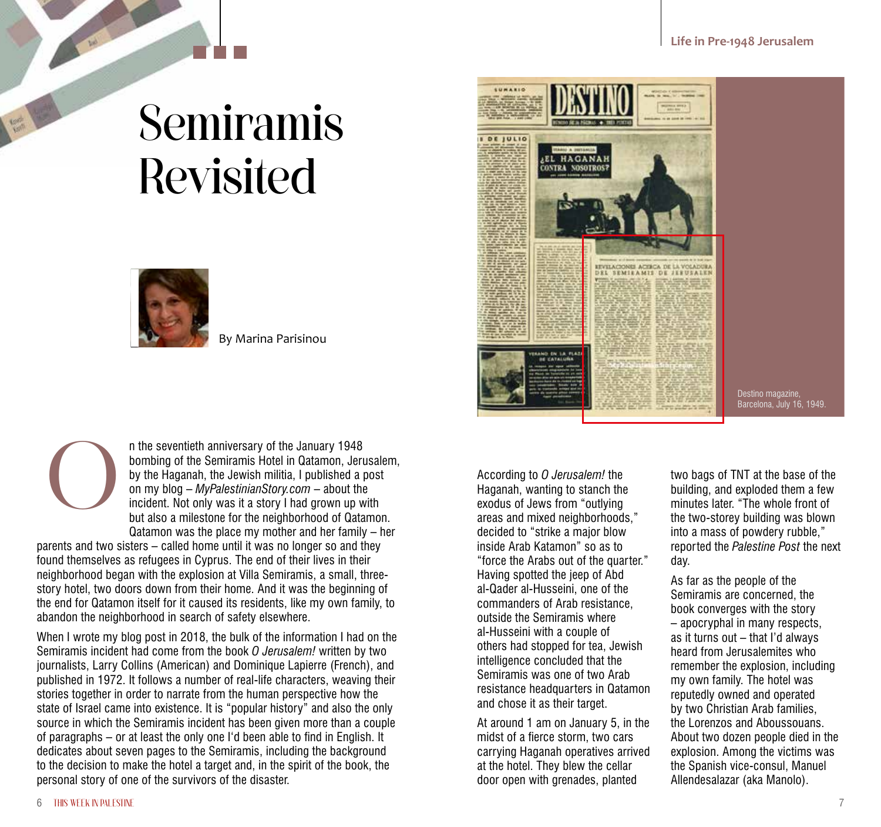# Semiramis Revisited

By Marina Parisinou

On the seventieth anniversary of the January 1948 bombing of the Semiramis Hotel in Qatamon, Jerusalem, by the Haganah, the Jewish militia, I published a post on my blog – *MyPalestinianStory.com* – about the incident. Not only was it a story I had grown up with but also a milestone for the neighborhood of Qatamon. Qatamon was the place my mother and her family – her parents and two sisters – called home until it was no longer so and they found themselves as refugees in Cyprus. The end of their lives in their neighborhood began with the explosion at Villa Semiramis, a small, three-story hotel, two doors down from their home. And it was the beginning of the end for Qatamon itself for it caused its residents, like my own family, to abandon the neighborhood in search of safety elsewhere.

When I wrote my blog post in 2018, the bulk of the information I had on the Semiramis incident had come from the book *O Jerusalem!* written by two journalists, Larry Collins (American) and Dominique Lapierre (French), and published in 1972. It follows a number of real-life characters, weaving their stories together in order to narrate from the human perspective how the state of Israel came into existence. It is "popular history" and also the only source in which the Semiramis incident has been given more than a couple of paragraphs – or at least the only one I'd been able to find in English. It dedicates about seven pages to the Semiramis, including the background to the decision to make the hotel a target and, in the spirit of the book, the personal story of one of the survivors of the disaster.

Destino magazine, Barcelona, July 16, 1949.

According to *O Jerusalem!* the Haganah, wanting to stanch the exodus of Jews from "outlying areas and mixed neighborhoods," decided to "strike a major blow inside Arab Katamon" so as to "force the Arabs out of the quarter." Having spotted the jeep of Abd al-Qader al-Husseini, one of the commanders of Arab resistance, outside the Semiramis where al-Husseini with a couple of others had stopped for tea, Jewish intelligence concluded that the Semiramis was one of two Arab resistance headquarters in Qatamon and chose it as their target.

At around 1 am on January 5, in the midst of a fierce storm, two cars carrying Haganah operatives arrived at the hotel. They blew the cellar door open with grenades, planted two bags of TNT at the base of the building, and exploded them a few minutes later. "The whole front of the two-storey building was blown into a mass of powdery rubble," reported the *Palestine Post* the next day.

As far as the people of the Semiramis are concerned, the book converges with the story – apocryphal in many respects, as it turns out – that I'd always heard from Jerusalemites who remember the explosion, including my own family. The hotel was reputedly owned and operated by two Christian Arab families, the Lorenzos and Aboussouans. About two dozen people died in the explosion. Among the victims was the Spanish vice-consul, Manuel Allendesalazar (aka Manolo).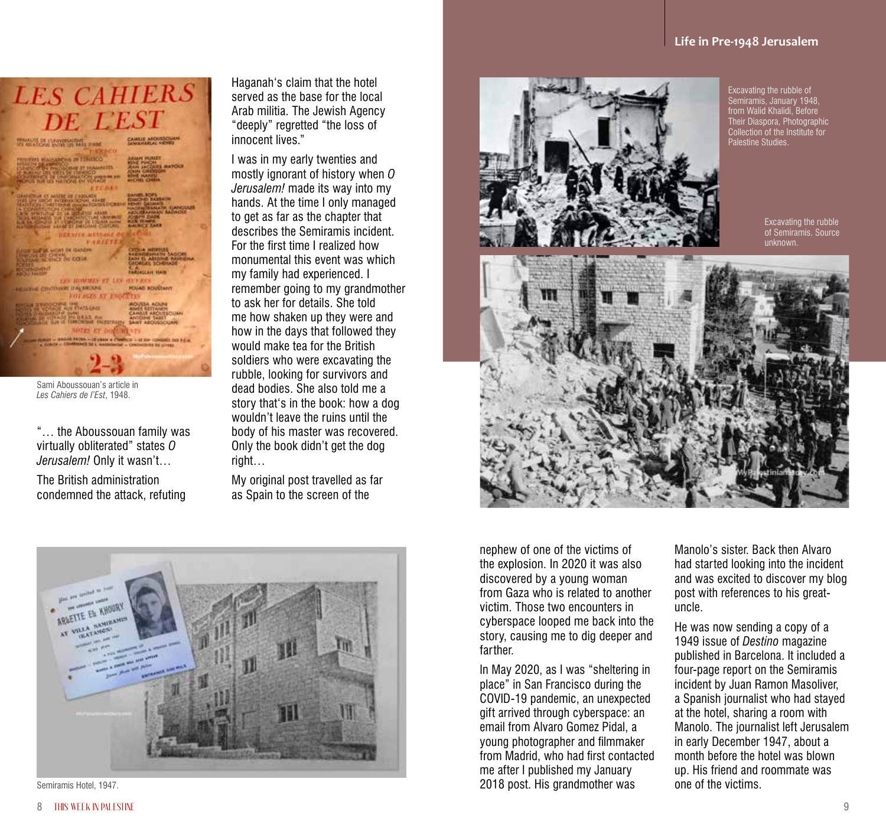Sami Aboussouan's article in *Les Cahiers de l'Est*, 1948.

"… the Aboussouan family was virtually obliterated" states *O Jerusalem!* Only it wasn't…

The British administration condemned the attack, refuting Haganah's claim that the hotel served as the base for the local Arab militia. The Jewish Agency "deeply" regretted "the loss of innocent lives."

I was in my early twenties and mostly ignorant of history when *O Jerusalem!* made its way into my hands. At the time I only managed to get as far as the chapter that describes the Semiramis incident. For the first time I realized how monumental this event was which my family had experienced. I remember going to my grandmother to ask her for details. She told me how shaken up they were and how in the days that followed they would make tea for the British soldiers who were excavating the rubble, looking for survivors and dead bodies. She also told me a story that's in the book: how a dog wouldn't leave the ruins until the body of his master was recovered. Only the book didn't get the dog right…

My original post travelled as far as Spain to the screen of the nephew of one of the victims of the explosion. In 2020 it was also discovered by a young woman from Gaza who is related to another victim. Those two encounters in cyberspace looped me back into the story, causing me to dig deeper and farther.

Semiramis Hotel, 1947.

Excavating the rubble of Semiramis, January 1948, from Walid Khalidi, Before Their Diaspora, Photographic Collection of the Institute for Palestine Studies.

Excavating the rubble of Semiramis. Source unknown.

In May 2020, as I was "sheltering in place" in San Francisco during the COVID-19 pandemic, an unexpected gift arrived through cyberspace: an email from Alvaro Gomez Pidal, a young photographer and filmmaker from Madrid, who had first contacted me after I published my January 2018 post. His grandmother was Manolo's sister. Back then Alvaro had started looking into the incident and was excited to discover my blog post with references to his great-uncle.

He was now sending a copy of a 1949 issue of *Destino* magazine published in Barcelona. It included a four-page report on the Semiramis incident by Juan Ramon Masoliver, a Spanish journalist who had stayed at the hotel, sharing a room with Manolo. The journalist left Jerusalem in early December 1947, about a month before the hotel was blown up. His friend and roommate was one of the victims.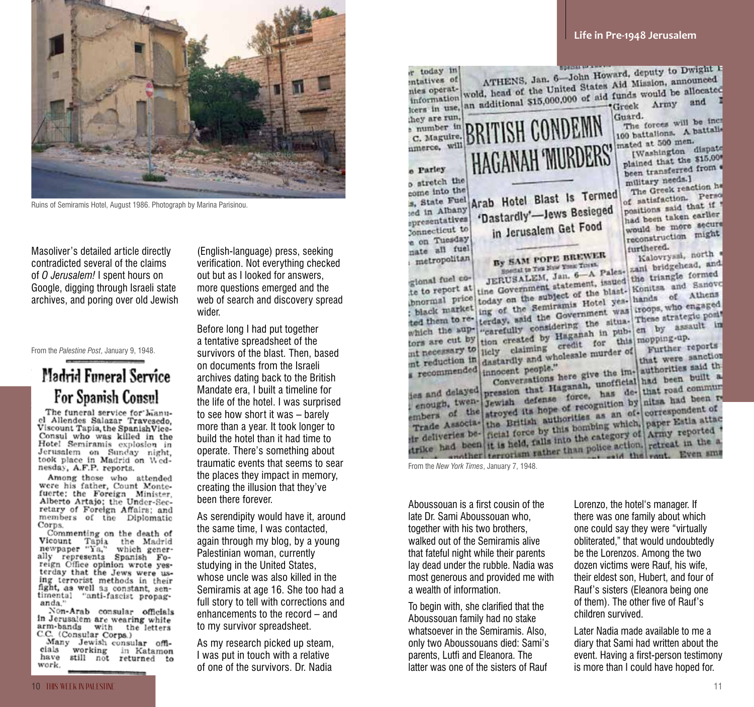Ruins of Semiramis Hotel, August 1986. Photograph by Marina Parisinou.

Masoliver's detailed article directly contradicted several of the claims of *O Jerusalem!* I spent hours on Google, digging through Israeli state archives, and poring over old Jewish (English-language) press, seeking verification. Not everything checked out but as I looked for answers, more questions emerged and the web of search and discovery spread wider.

Before long I had put together a tentative spreadsheet of the survivors of the blast. Then, based on documents from the Israeli archives dating back to the British Mandate era, I built a timeline for the life of the hotel. I was surprised to see how short it was – barely more than a year. It took longer to build the hotel than it had time to operate. There's something about traumatic events that seems to sear the places they impact in memory, creating the illusion that they've been there forever.

As serendipity would have it, around the same time, I was contacted, again through my blog, by a young Palestinian woman, currently studying in the United States, whose uncle was also killed in the Semiramis at age 16. She too had a full story to tell with corrections and enhancements to the record – and to my survivor spreadsheet.

As my research picked up steam, I was put in touch with a relative of one of the survivors. Dr. Nadia Aboussouan is a first cousin of the late Dr. Sami Aboussouan who, together with his two brothers, walked out of the Semiramis alive that fateful night while their parents lay dead under the rubble. Nadia was most generous and provided me with a wealth of information.

To begin with, she clarified that the Aboussouan family had no stake whatsoever in the Semiramis. Also, only two Aboussouans died: Sami's parents, Lutfi and Eleanora. The latter was one of the sisters of Rauf Lorenzo, the hotel's manager. If there was one family about which one could say they were "virtually obliterated," that would undoubtedly be the Lorenzos. Among the two dozen victims were Rauf, his wife, their eldest son, Hubert, and four of Rauf's sisters (Eleanora being one of them). The other five of Rauf's children survived.

Later Nadia made available to me a diary that Sami had written about the event. Having a first-person testimony is more than I could have hoped for.

From the *Palestine Post*, January 9, 1948.

## Madrid Funeral Service For Spanish Consul

The funeral service for Manuel Allendes Salazar Travesedo, Viscount Tapia, the Spanish Vice-Consul who was killed in the Hotel Semiramis explosion in Jerusalem on Sunday night, took place in Madrid on Wednesday, A.F.P. reports.

Among those who attended were his father, Count Montefuerte; the Foreign Minister, Alberto Artajo; the Under-Secretary of Foreign Affairs; and members of the Diplomatic Corps.

Commenting on the death of Viscount Tapia the Madrid newspaper "Ya," which generally represents Spanish Foreign Office opinion wrote yesterday that the Jews were using terrorist methods in their fight, as well as constant, sentimental "anti-fascist propaganda."

Non-Arab consular officials in Jerusalem are wearing white arm-bands with the letters C.C. (Consular Corps.)

Many Jewish consular officials working in Katamon have still not returned to work.

From the *New York Times*, January 7, 1948.

## BRITISH CONDEMN HAGANAH 'MURDERS'

### Arab Hotel Blast Is Termed 'Dastardly'—Jews Besieged in Jerusalem Get Food

By SAM POPE BREWER
Special to The New York Times.

JERUSALEM, Jan. 6—A Palestine Government statement, issued today on the subject of the blasting of the Semiramis Hotel yesterday, said the Government was "carefully considering the situation created by Haganah in publicly claiming credit for this dastardly and wholesale murder of innocent people."

Conversations here give the impression that Haganah, unofficial Jewish defense force, has destroyed its hope of recognition by the British authorities as an official force by this bombing which, it is held, falls into the category of terrorism rather than police action.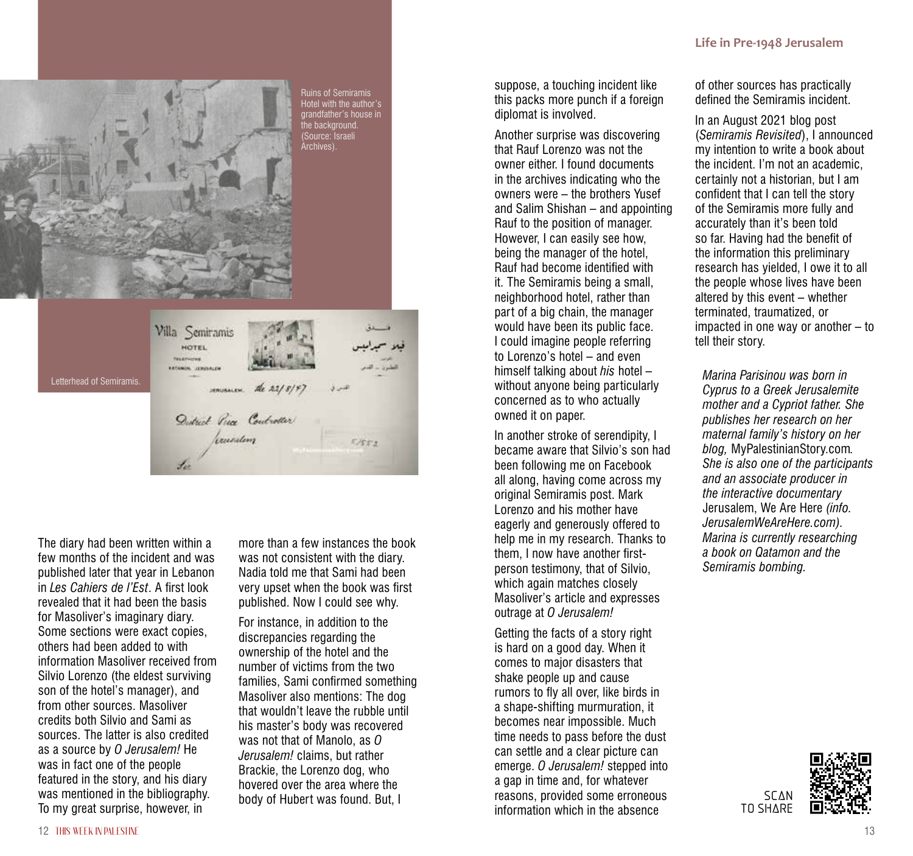Ruins of Semiramis Hotel with the author's grandfather's house in the background. (Source: Israeli Archives).

Letterhead of Semiramis.

The diary had been written within a few months of the incident and was published later that year in Lebanon in *Les Cahiers de l'Est*. A first look revealed that it had been the basis for Masoliver's imaginary diary. Some sections were exact copies, others had been added to with information Masoliver received from Silvio Lorenzo (the eldest surviving son of the hotel's manager), and from other sources. Masoliver credits both Silvio and Sami as sources. The latter is also credited as a source by *O Jerusalem!* He was in fact one of the people featured in the story, and his diary was mentioned in the bibliography. To my great surprise, however, in more than a few instances the book was not consistent with the diary. Nadia told me that Sami had been very upset when the book was first published. Now I could see why.

For instance, in addition to the discrepancies regarding the ownership of the hotel and the number of victims from the two families, Sami confirmed something Masoliver also mentions: The dog that wouldn't leave the rubble until his master's body was recovered was not that of Manolo, as *O Jerusalem!* claims, but rather Brackie, the Lorenzo dog, who hovered over the area where the body of Hubert was found. But, I suppose, a touching incident like this packs more punch if a foreign diplomat is involved.

Another surprise was discovering that Rauf Lorenzo was not the owner either. I found documents in the archives indicating who the owners were – the brothers Yusef and Salim Shishan – and appointing Rauf to the position of manager. However, I can easily see how, being the manager of the hotel, Rauf had become identified with it. The Semiramis being a small, neighborhood hotel, rather than part of a big chain, the manager would have been its public face. I could imagine people referring to Lorenzo's hotel – and even himself talking about *his* hotel – without anyone being particularly concerned as to who actually owned it on paper.

In another stroke of serendipity, I became aware that Silvio's son had been following me on Facebook all along, having come across my original Semiramis post. Mark Lorenzo and his mother have eagerly and generously offered to help me in my research. Thanks to them, I now have another first-person testimony, that of Silvio, which again matches closely Masoliver's article and expresses outrage at *O Jerusalem!*

Getting the facts of a story right is hard on a good day. When it comes to major disasters that shake people up and cause rumors to fly all over, like birds in a shape-shifting murmuration, it becomes near impossible. Much time needs to pass before the dust can settle and a clear picture can emerge. *O Jerusalem!* stepped into a gap in time and, for whatever reasons, provided some erroneous information which in the absence of other sources has practically defined the Semiramis incident.

In an August 2021 blog post (*Semiramis Revisited*), I announced my intention to write a book about the incident. I'm not an academic, certainly not a historian, but I am confident that I can tell the story of the Semiramis more fully and accurately than it's been told so far. Having had the benefit of the information this preliminary research has yielded, I owe it to all the people whose lives have been altered by this event – whether terminated, traumatized, or impacted in one way or another – to tell their story.

*Marina Parisinou was born in Cyprus to a Greek Jerusalemite mother and a Cypriot father. She publishes her research on her maternal family's history on her blog,* MyPalestinianStory.com*. She is also one of the participants and an associate producer in the interactive documentary* Jerusalem, We Are Here *(info.JerusalemWeAreHere.com). Marina is currently researching a book on Qatamon and the Semiramis bombing.*

SCAN TO SHARE